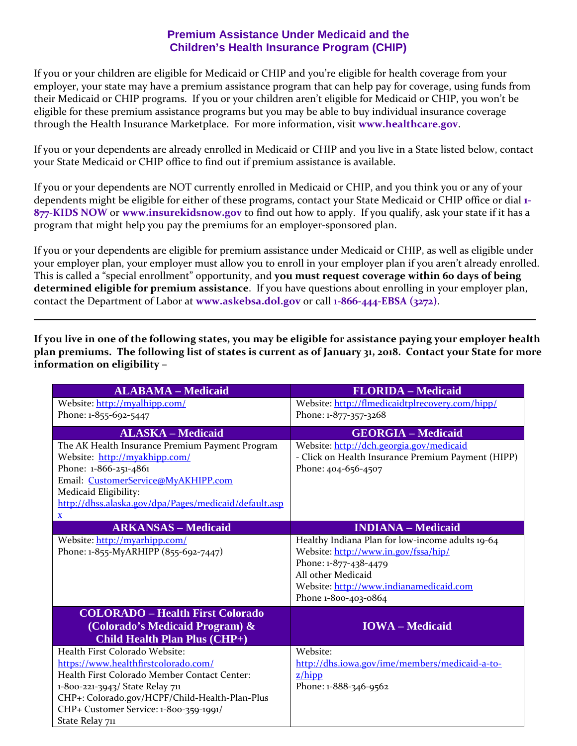## Premium Assistance Under Medicaid and the Children's Health Insurance Program (CHIP)

If you or your children are eligible for Medicaid or CHIP and you're eligible for health coverage from your employer, your state may have a premium assistance program that can help pay for coverage, using funds from their Medicaid or CHIP programs. If you or your children aren't eligible for Medicaid or CHIP, you won't be eligible for these premium assistance programs but you may be able to buy individual insurance coverage through the Health Insurance Marketplace. For more information, visit **www.healthcare.gov**.

If you or your dependents are already enrolled in Medicaid or CHIP and you live in a State listed below, contact your State Medicaid or CHIP office to find out if premium assistance is available.

If you or your dependents are NOT currently enrolled in Medicaid or CHIP, and you think you or any of your dependents might be eligible for either of these programs, contact your State Medicaid or CHIP office or dial **1-877-KIDS NOW** or **www.insurekidsnow.gov** to find out how to apply. If you qualify, ask your state if it has a program that might help you pay the premiums for an employer-sponsored plan.

If you or your dependents are eligible for premium assistance under Medicaid or CHIP, as well as eligible under your employer plan, your employer must allow you to enroll in your employer plan if you aren't already enrolled. This is called a "special enrollment" opportunity, and **you must request coverage within 60 days of being determined eligible for premium assistance**. If you have questions about enrolling in your employer plan, contact the Department of Labor at **www.askebsa.dol.gov** or call **1-866-444-EBSA (3272)**.

---

**If you live in one of the following states, you may be eligible for assistance paying your employer health plan premiums. The following list of states is current as of January 31, 2018. Contact your State for more information on eligibility –**

| ALABAMA – Medicaid | FLORIDA – Medicaid |
|---|---|
| Website: http://myalhipp.com/<br>Phone: 1-855-692-5447 | Website: http://flmedicaidtplrecovery.com/hipp/<br>Phone: 1-877-357-3268 |
| **ALASKA – Medicaid** | **GEORGIA – Medicaid** |
| The AK Health Insurance Premium Payment Program<br>Website: http://myakhipp.com/<br>Phone: 1-866-251-4861<br>Email: CustomerService@MyAKHIPP.com<br>Medicaid Eligibility:<br>http://dhss.alaska.gov/dpa/Pages/medicaid/default.aspx | Website: http://dch.georgia.gov/medicaid<br>- Click on Health Insurance Premium Payment (HIPP)<br>Phone: 404-656-4507 |
| **ARKANSAS – Medicaid** | **INDIANA – Medicaid** |
| Website: http://myarhipp.com/<br>Phone: 1-855-MyARHIPP (855-692-7447) | Healthy Indiana Plan for low-income adults 19-64<br>Website: http://www.in.gov/fssa/hip/<br>Phone: 1-877-438-4479<br>All other Medicaid<br>Website: http://www.indianamedicaid.com<br>Phone 1-800-403-0864 |
| **COLORADO – Health First Colorado (Colorado's Medicaid Program) & Child Health Plan Plus (CHP+)** | **IOWA – Medicaid** |
| Health First Colorado Website:<br>https://www.healthfirstcolorado.com/<br>Health First Colorado Member Contact Center:<br>1-800-221-3943/ State Relay 711<br>CHP+: Colorado.gov/HCPF/Child-Health-Plan-Plus<br>CHP+ Customer Service: 1-800-359-1991/<br>State Relay 711 | Website:<br>http://dhs.iowa.gov/ime/members/medicaid-a-to-z/hipp<br>Phone: 1-888-346-9562 |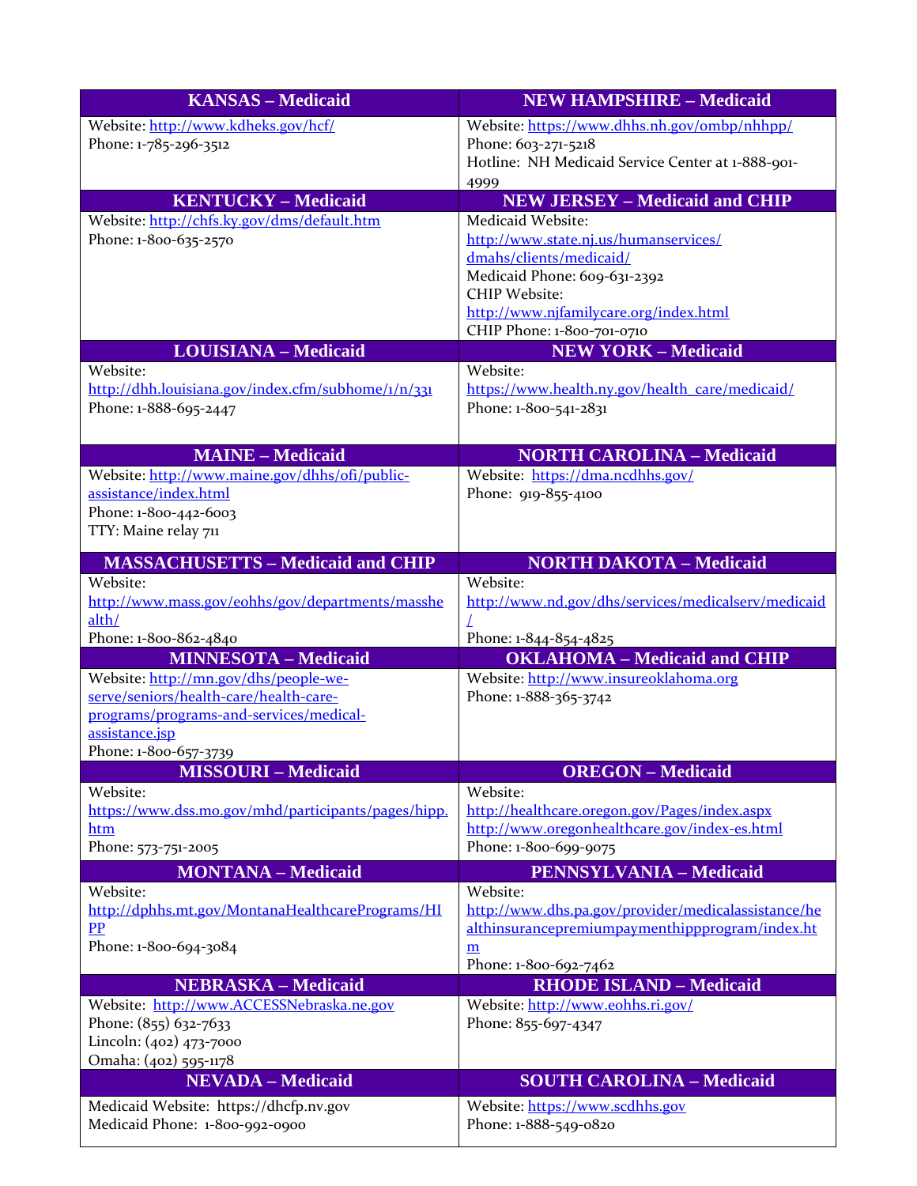| KANSAS – Medicaid | NEW HAMPSHIRE – Medicaid |
|---|---|
| Website: http://www.kdheks.gov/hcf/<br>Phone: 1-785-296-3512 | Website: https://www.dhhs.nh.gov/ombp/nhhpp/<br>Phone: 603-271-5218<br>Hotline: NH Medicaid Service Center at 1-888-901-4999 |
| **KENTUCKY – Medicaid** | **NEW JERSEY – Medicaid and CHIP** |
| Website: http://chfs.ky.gov/dms/default.htm<br>Phone: 1-800-635-2570 | Medicaid Website: http://www.state.nj.us/humanservices/dmahs/clients/medicaid/<br>Medicaid Phone: 609-631-2392<br>CHIP Website: http://www.njfamilycare.org/index.html<br>CHIP Phone: 1-800-701-0710 |
| **LOUISIANA – Medicaid** | **NEW YORK – Medicaid** |
| Website: http://dhh.louisiana.gov/index.cfm/subhome/1/n/331<br>Phone: 1-888-695-2447 | Website: https://www.health.ny.gov/health_care/medicaid/<br>Phone: 1-800-541-2831 |
| **MAINE – Medicaid** | **NORTH CAROLINA – Medicaid** |
| Website: http://www.maine.gov/dhhs/ofi/public-assistance/index.html<br>Phone: 1-800-442-6003<br>TTY: Maine relay 711 | Website: https://dma.ncdhhs.gov/<br>Phone: 919-855-4100 |
| **MASSACHUSETTS – Medicaid and CHIP** | **NORTH DAKOTA – Medicaid** |
| Website: http://www.mass.gov/eohhs/gov/departments/masshealth/<br>Phone: 1-800-862-4840 | Website: http://www.nd.gov/dhs/services/medicalserv/medicaid/<br>Phone: 1-844-854-4825 |
| **MINNESOTA – Medicaid** | **OKLAHOMA – Medicaid and CHIP** |
| Website: http://mn.gov/dhs/people-we-serve/seniors/health-care/health-care-programs/programs-and-services/medical-assistance.jsp<br>Phone: 1-800-657-3739 | Website: http://www.insureoklahoma.org<br>Phone: 1-888-365-3742 |
| **MISSOURI – Medicaid** | **OREGON – Medicaid** |
| Website: https://www.dss.mo.gov/mhd/participants/pages/hipp.htm<br>Phone: 573-751-2005 | Website: http://healthcare.oregon.gov/Pages/index.aspx<br>http://www.oregonhealthcare.gov/index-es.html<br>Phone: 1-800-699-9075 |
| **MONTANA – Medicaid** | **PENNSYLVANIA – Medicaid** |
| Website: http://dphhs.mt.gov/MontanaHealthcarePrograms/HIPP<br>Phone: 1-800-694-3084 | Website: http://www.dhs.pa.gov/provider/medicalassistance/healthinsurancepremiumpaymenthippprogram/index.htm<br>Phone: 1-800-692-7462 |
| **NEBRASKA – Medicaid** | **RHODE ISLAND – Medicaid** |
| Website: http://www.ACCESSNebraska.ne.gov<br>Phone: (855) 632-7633<br>Lincoln: (402) 473-7000<br>Omaha: (402) 595-1178 | Website: http://www.eohhs.ri.gov/<br>Phone: 855-697-4347 |
| **NEVADA – Medicaid** | **SOUTH CAROLINA – Medicaid** |
| Medicaid Website: https://dhcfp.nv.gov<br>Medicaid Phone: 1-800-992-0900 | Website: https://www.scdhhs.gov<br>Phone: 1-888-549-0820 |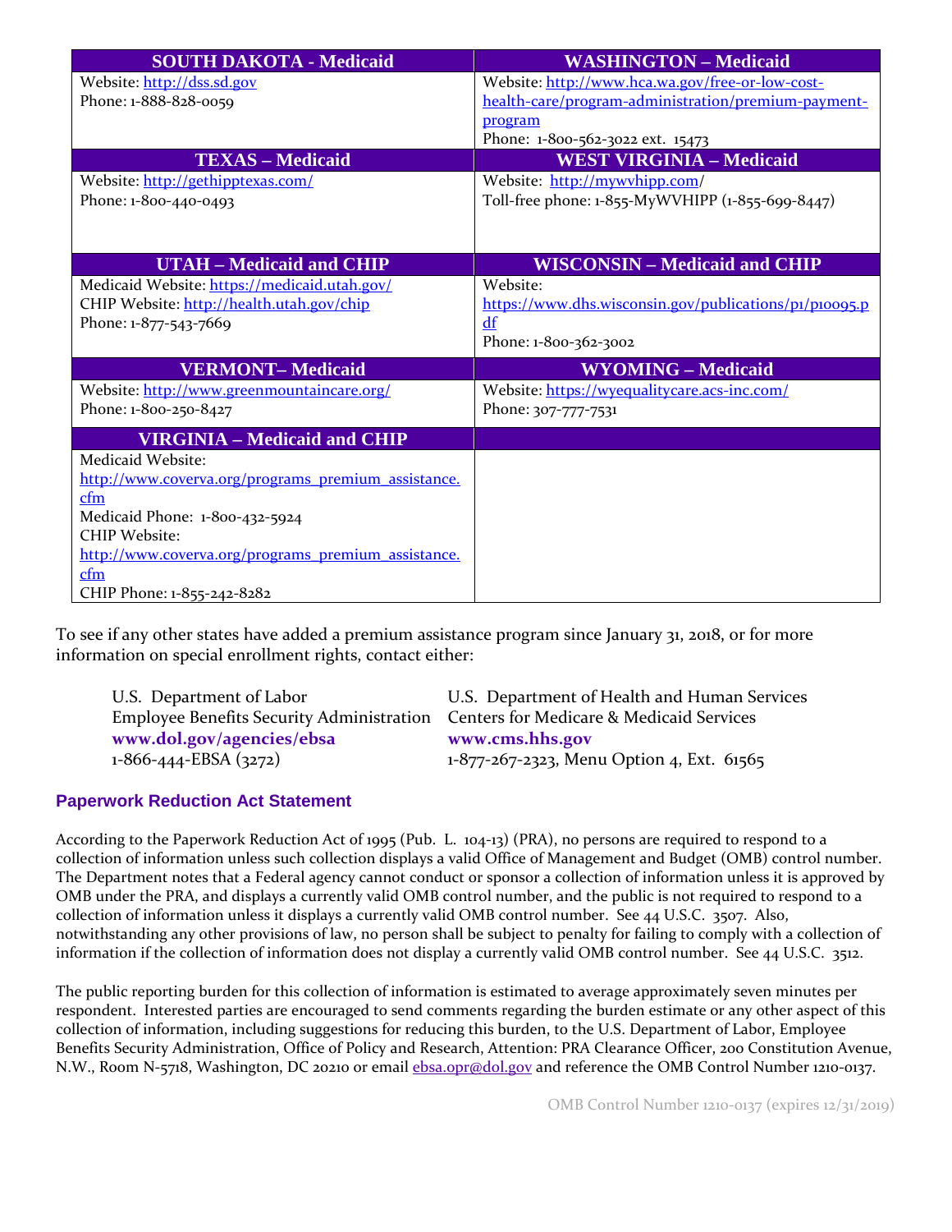| SOUTH DAKOTA - Medicaid | WASHINGTON – Medicaid |
|---|---|
| Website: http://dss.sd.gov<br>Phone: 1-888-828-0059 | Website: http://www.hca.wa.gov/free-or-low-cost-health-care/program-administration/premium-payment-program<br>Phone: 1-800-562-3022 ext. 15473 |
| **TEXAS – Medicaid** | **WEST VIRGINIA – Medicaid** |
| Website: http://gethipptexas.com/<br>Phone: 1-800-440-0493 | Website: http://mywvhipp.com/<br>Toll-free phone: 1-855-MyWVHIPP (1-855-699-8447) |
| **UTAH – Medicaid and CHIP** | **WISCONSIN – Medicaid and CHIP** |
| Medicaid Website: https://medicaid.utah.gov/<br>CHIP Website: http://health.utah.gov/chip<br>Phone: 1-877-543-7669 | Website: https://www.dhs.wisconsin.gov/publications/p1/p10095.pdf<br>Phone: 1-800-362-3002 |
| **VERMONT– Medicaid** | **WYOMING – Medicaid** |
| Website: http://www.greenmountaincare.org/<br>Phone: 1-800-250-8427 | Website: https://wyequalitycare.acs-inc.com/<br>Phone: 307-777-7531 |
| **VIRGINIA – Medicaid and CHIP** | |
| Medicaid Website: http://www.coverva.org/programs_premium_assistance.cfm<br>Medicaid Phone: 1-800-432-5924<br>CHIP Website: http://www.coverva.org/programs_premium_assistance.cfm<br>CHIP Phone: 1-855-242-8282 | |

To see if any other states have added a premium assistance program since January 31, 2018, or for more information on special enrollment rights, contact either:

U.S. Department of Labor
Employee Benefits Security Administration
**www.dol.gov/agencies/ebsa**
1-866-444-EBSA (3272)

U.S. Department of Health and Human Services
Centers for Medicare & Medicaid Services
**www.cms.hhs.gov**
1-877-267-2323, Menu Option 4, Ext. 61565

## Paperwork Reduction Act Statement

According to the Paperwork Reduction Act of 1995 (Pub. L. 104-13) (PRA), no persons are required to respond to a collection of information unless such collection displays a valid Office of Management and Budget (OMB) control number. The Department notes that a Federal agency cannot conduct or sponsor a collection of information unless it is approved by OMB under the PRA, and displays a currently valid OMB control number, and the public is not required to respond to a collection of information unless it displays a currently valid OMB control number. See 44 U.S.C. 3507. Also, notwithstanding any other provisions of law, no person shall be subject to penalty for failing to comply with a collection of information if the collection of information does not display a currently valid OMB control number. See 44 U.S.C. 3512.

The public reporting burden for this collection of information is estimated to average approximately seven minutes per respondent. Interested parties are encouraged to send comments regarding the burden estimate or any other aspect of this collection of information, including suggestions for reducing this burden, to the U.S. Department of Labor, Employee Benefits Security Administration, Office of Policy and Research, Attention: PRA Clearance Officer, 200 Constitution Avenue, N.W., Room N-5718, Washington, DC 20210 or email ebsa.opr@dol.gov and reference the OMB Control Number 1210-0137.

OMB Control Number 1210-0137 (expires 12/31/2019)